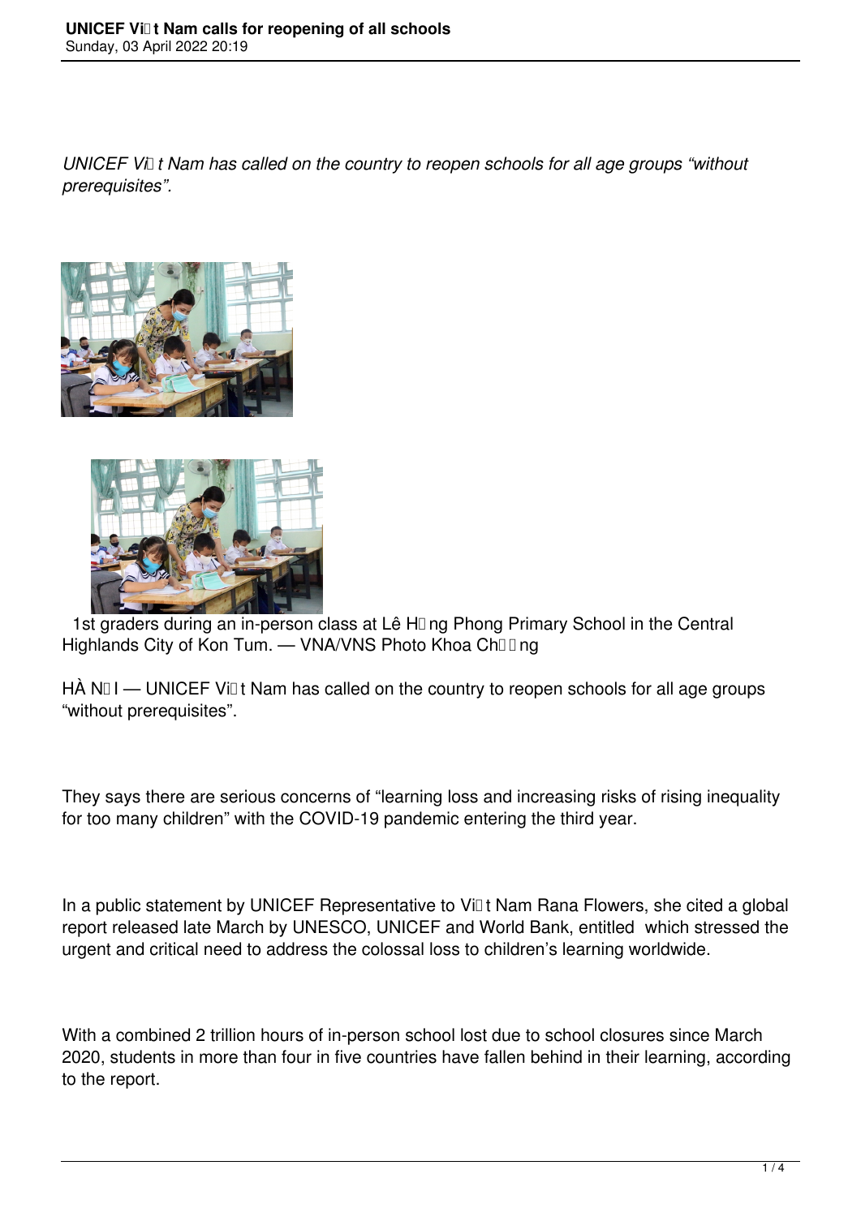*UNICEF Vi t Nam has called on the country to reopen schools for all age groups "without prerequisites".*

1st graders during an in-person class at Lê H ng Phong Primary School in the Central Highlands City of Kon Tum. — VNA/VNS Photo Khoa Ch  ng

HÀ N I — UNICEF Vi t Nam has called on the country to reopen schools for all age groups "without prerequisites".

They says there are serious concerns of "learning loss and increasing risks of rising inequality for too many children" with the COVID-19 pandemic entering the third year.

In a public statement by UNICEF Representative to Vi t Nam Rana Flowers, she cited a global report released late March by UNESCO, UNICEF and World Bank, entitled  which stressed the urgent and critical need to address the colossal loss to children's learning worldwide.

With a combined 2 trillion hours of in-person school lost due to school closures since March 2020, students in more than four in five countries have fallen behind in their learning, according to the report.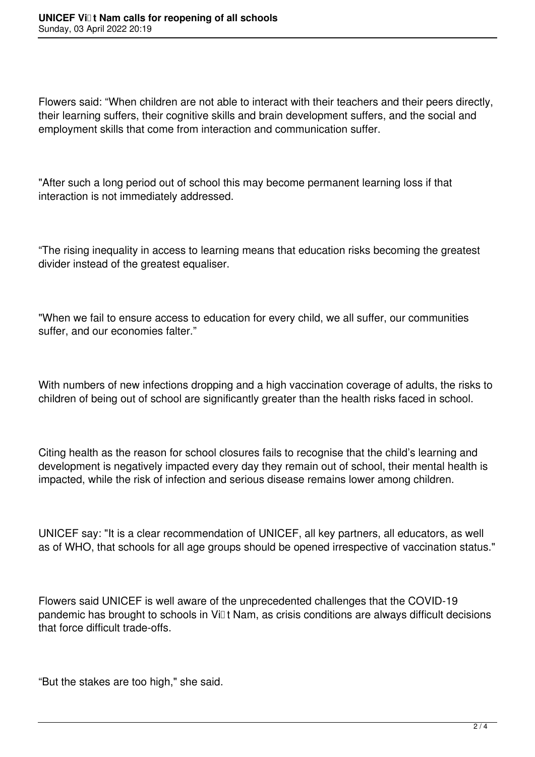Flowers said: “When children are not able to interact with their teachers and their peers directly, their learning suffers, their cognitive skills and brain development suffers, and the social and employment skills that come from interaction and communication suffer.

"After such a long period out of school this may become permanent learning loss if that interaction is not immediately addressed.

“The rising inequality in access to learning means that education risks becoming the greatest divider instead of the greatest equaliser.

"When we fail to ensure access to education for every child, we all suffer, our communities suffer, and our economies falter.”

With numbers of new infections dropping and a high vaccination coverage of adults, the risks to children of being out of school are significantly greater than the health risks faced in school.

Citing health as the reason for school closures fails to recognise that the child’s learning and development is negatively impacted every day they remain out of school, their mental health is impacted, while the risk of infection and serious disease remains lower among children.

UNICEF say: "It is a clear recommendation of UNICEF, all key partners, all educators, as well as of WHO, that schools for all age groups should be opened irrespective of vaccination status."

Flowers said UNICEF is well aware of the unprecedented challenges that the COVID-19 pandemic has brought to schools in Việt Nam, as crisis conditions are always difficult decisions that force difficult trade-offs.

“But the stakes are too high," she said.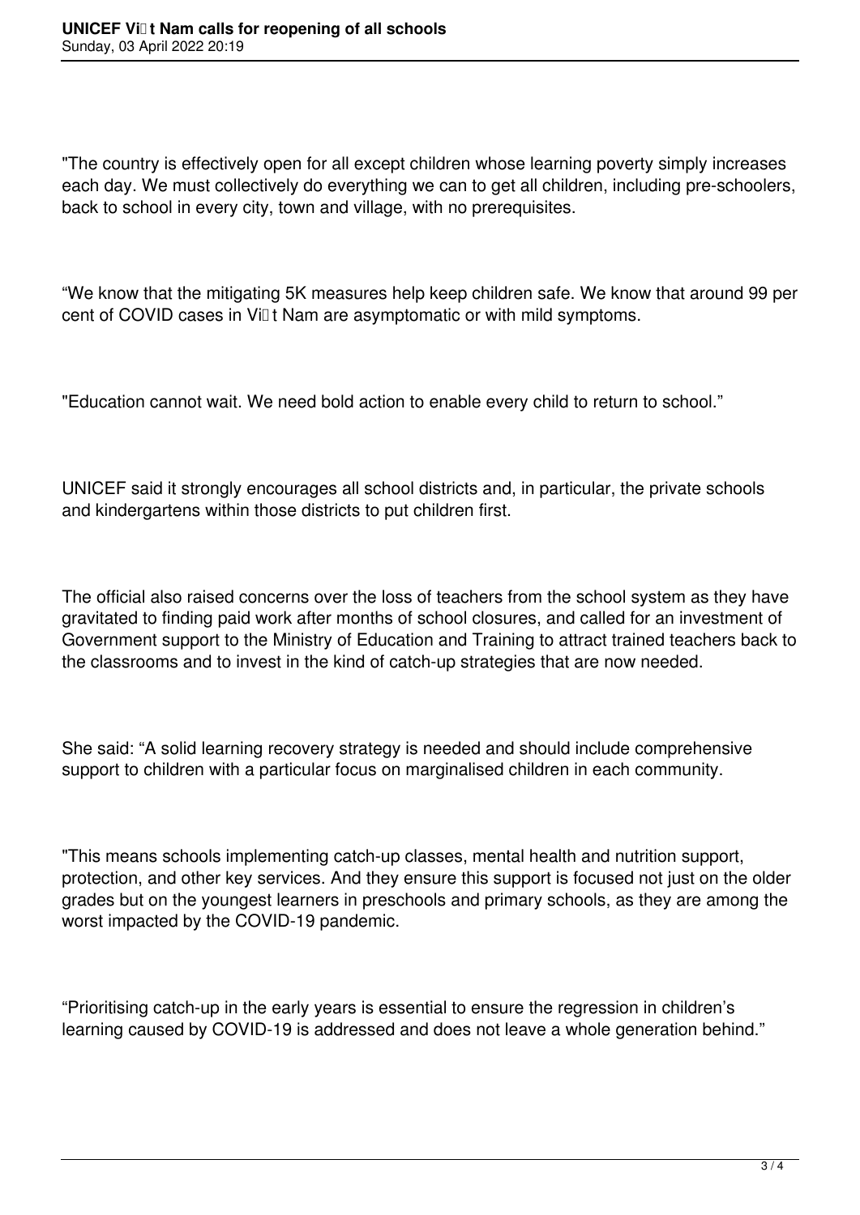"The country is effectively open for all except children whose learning poverty simply increases each day. We must collectively do everything we can to get all children, including pre-schoolers, back to school in every city, town and village, with no prerequisites.

“We know that the mitigating 5K measures help keep children safe. We know that around 99 per cent of COVID cases in Việt Nam are asymptomatic or with mild symptoms.

"Education cannot wait. We need bold action to enable every child to return to school.”

UNICEF said it strongly encourages all school districts and, in particular, the private schools and kindergartens within those districts to put children first.

The official also raised concerns over the loss of teachers from the school system as they have gravitated to finding paid work after months of school closures, and called for an investment of Government support to the Ministry of Education and Training to attract trained teachers back to the classrooms and to invest in the kind of catch-up strategies that are now needed.

She said: “A solid learning recovery strategy is needed and should include comprehensive support to children with a particular focus on marginalised children in each community.

"This means schools implementing catch-up classes, mental health and nutrition support, protection, and other key services. And they ensure this support is focused not just on the older grades but on the youngest learners in preschools and primary schools, as they are among the worst impacted by the COVID-19 pandemic.

“Prioritising catch-up in the early years is essential to ensure the regression in children’s learning caused by COVID-19 is addressed and does not leave a whole generation behind.”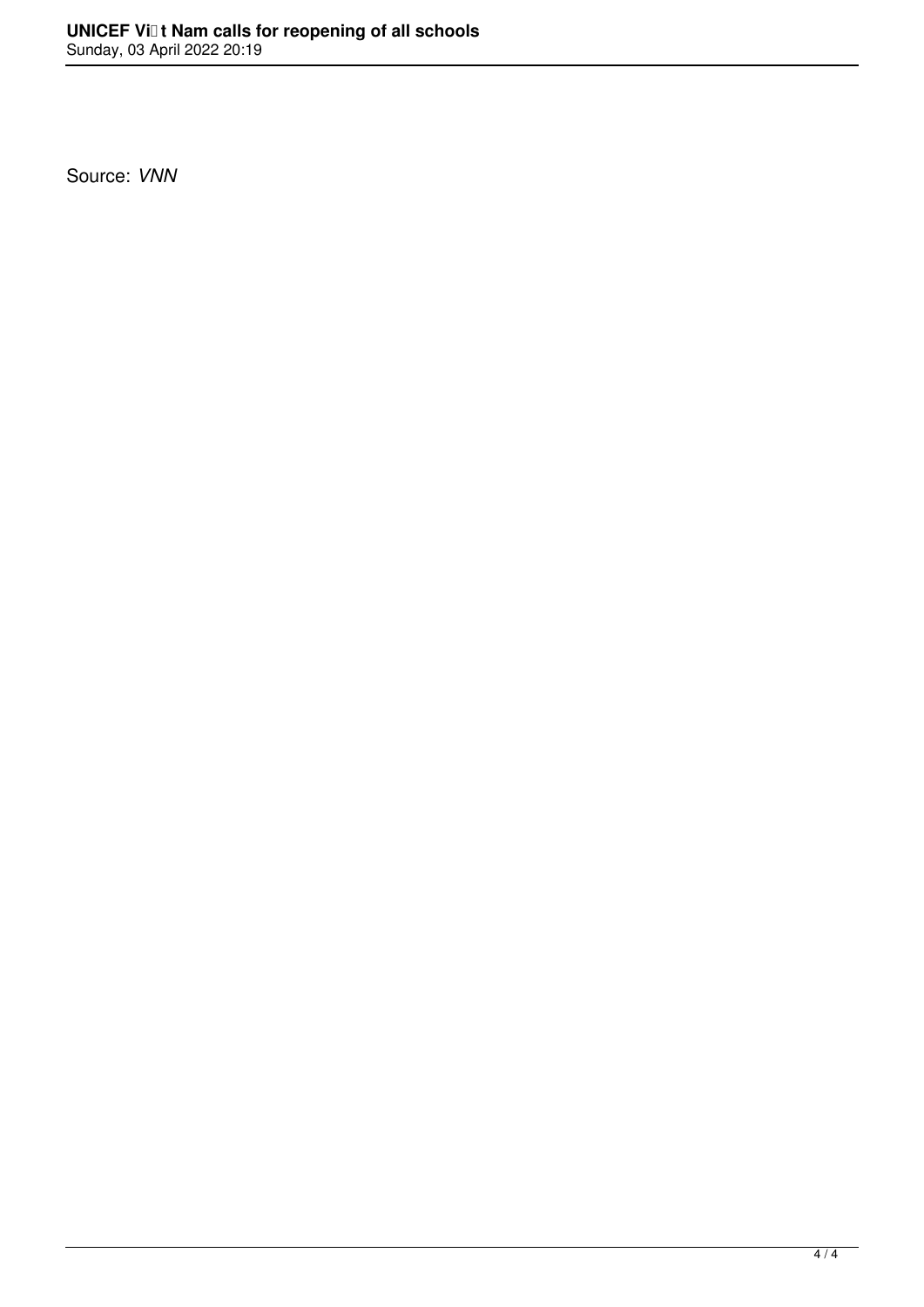Source: *VNN*